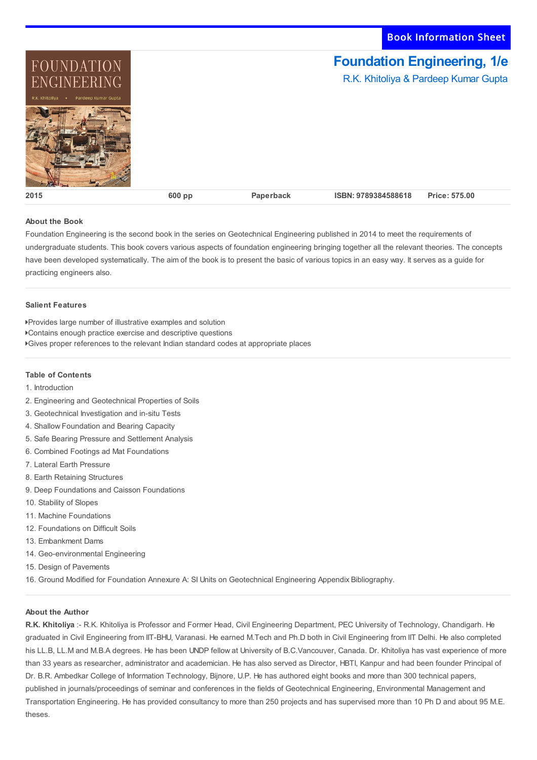Book Information Sheet

# Foundation Engineering, 1/e

R.K. Khitoliya & Pardeep Kumar Gupta

| 2015 | 600 pp | Paperback | ISBN: 9789384588618 | Price: 575.00 |
|---|---|---|---|---|

## About the Book

Foundation Engineering is the second book in the series on Geotechnical Engineering published in 2014 to meet the requirements of undergraduate students. This book covers various aspects of foundation engineering bringing together all the relevant theories. The concepts have been developed systematically. The aim of the book is to present the basic of various topics in an easy way. It serves as a guide for practicing engineers also.

## Salient Features

- Provides large number of illustrative examples and solution
- Contains enough practice exercise and descriptive questions
- Gives proper references to the relevant Indian standard codes at appropriate places

## Table of Contents

1. Introduction
2. Engineering and Geotechnical Properties of Soils
3. Geotechnical Investigation and in-situ Tests
4. Shallow Foundation and Bearing Capacity
5. Safe Bearing Pressure and Settlement Analysis
6. Combined Footings ad Mat Foundations
7. Lateral Earth Pressure
8. Earth Retaining Structures
9. Deep Foundations and Caisson Foundations
10. Stability of Slopes
11. Machine Foundations
12. Foundations on Difficult Soils
13. Embankment Dams
14. Geo-environmental Engineering
15. Design of Pavements
16. Ground Modified for Foundation Annexure A: SI Units on Geotechnical Engineering Appendix Bibliography.

## About the Author

**R.K. Khitoliya** :- R.K. Khitoliya is Professor and Former Head, Civil Engineering Department, PEC University of Technology, Chandigarh. He graduated in Civil Engineering from IIT-BHU, Varanasi. He earned M.Tech and Ph.D both in Civil Engineering from IIT Delhi. He also completed his LL.B, LL.M and M.B.A degrees. He has been UNDP fellow at University of B.C.Vancouver, Canada. Dr. Khitoliya has vast experience of more than 33 years as researcher, administrator and academician. He has also served as Director, HBTI, Kanpur and had been founder Principal of Dr. B.R. Ambedkar College of Information Technology, Bijnore, U.P. He has authored eight books and more than 300 technical papers, published in journals/proceedings of seminar and conferences in the fields of Geotechnical Engineering, Environmental Management and Transportation Engineering. He has provided consultancy to more than 250 projects and has supervised more than 10 Ph D and about 95 M.E. theses.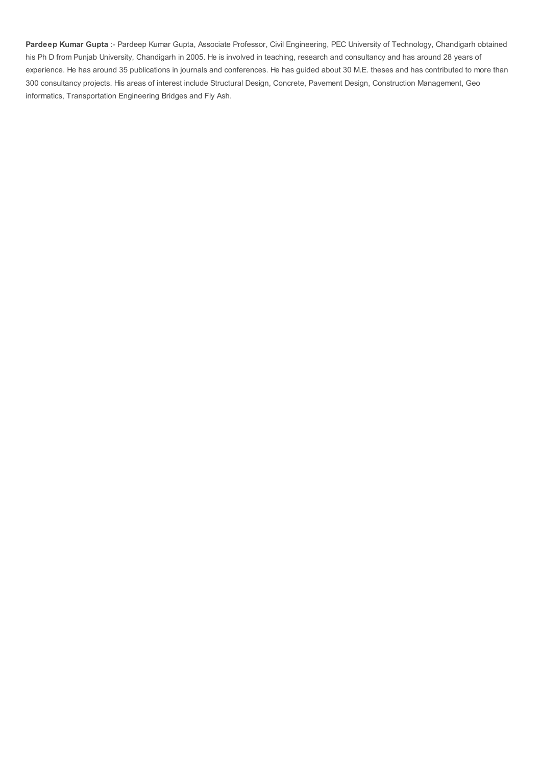**Pardeep Kumar Gupta** :- Pardeep Kumar Gupta, Associate Professor, Civil Engineering, PEC University of Technology, Chandigarh obtained his Ph D from Punjab University, Chandigarh in 2005. He is involved in teaching, research and consultancy and has around 28 years of experience. He has around 35 publications in journals and conferences. He has guided about 30 M.E. theses and has contributed to more than 300 consultancy projects. His areas of interest include Structural Design, Concrete, Pavement Design, Construction Management, Geo informatics, Transportation Engineering Bridges and Fly Ash.